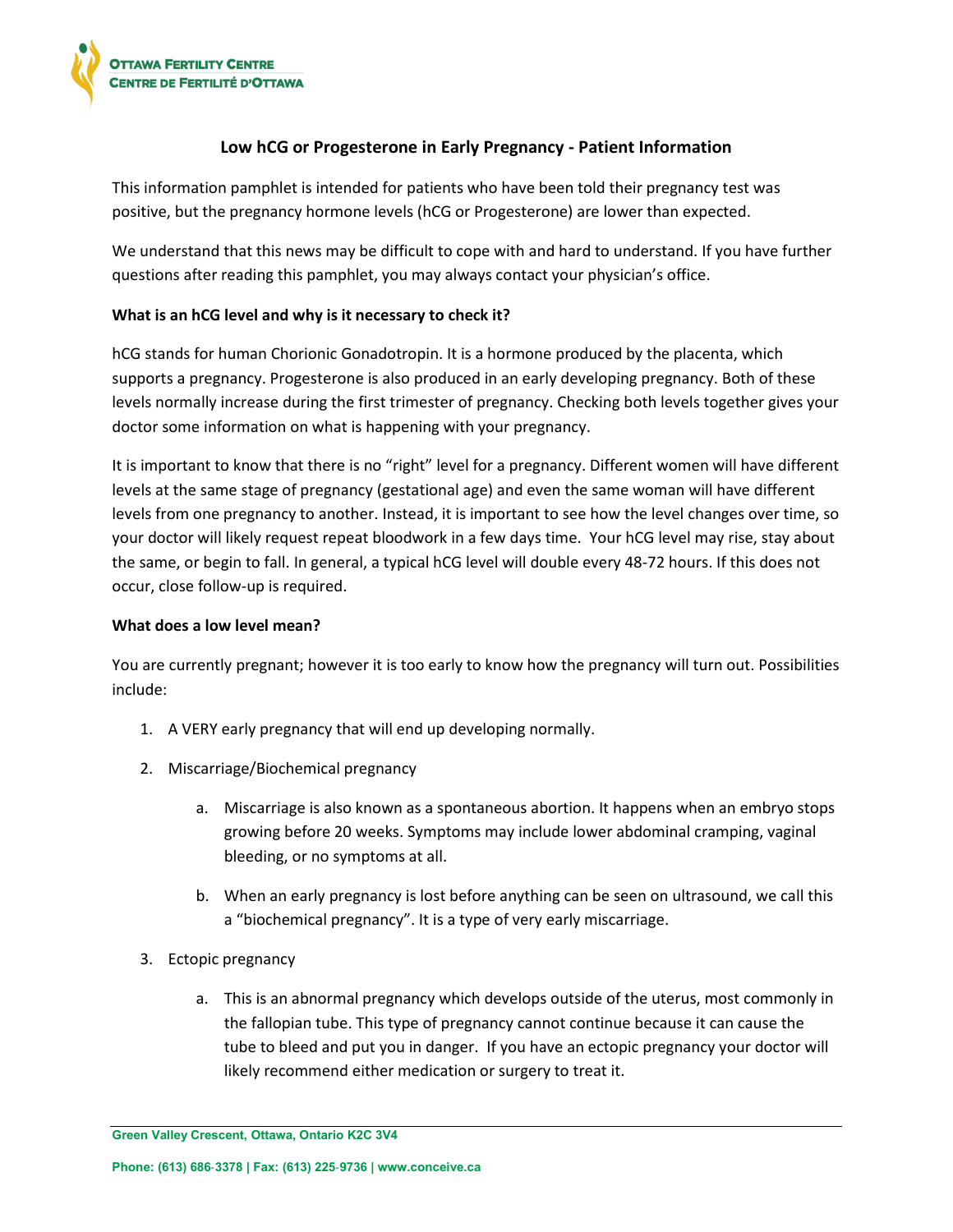# Low hCG or Progesterone in Early Pregnancy - Patient Information

This information pamphlet is intended for patients who have been told their pregnancy test was positive, but the pregnancy hormone levels (hCG or Progesterone) are lower than expected.

We understand that this news may be difficult to cope with and hard to understand. If you have further questions after reading this pamphlet, you may always contact your physician's office.

**What is an hCG level and why is it necessary to check it?**

hCG stands for human Chorionic Gonadotropin. It is a hormone produced by the placenta, which supports a pregnancy. Progesterone is also produced in an early developing pregnancy. Both of these levels normally increase during the first trimester of pregnancy. Checking both levels together gives your doctor some information on what is happening with your pregnancy.

It is important to know that there is no "right" level for a pregnancy. Different women will have different levels at the same stage of pregnancy (gestational age) and even the same woman will have different levels from one pregnancy to another. Instead, it is important to see how the level changes over time, so your doctor will likely request repeat bloodwork in a few days time. Your hCG level may rise, stay about the same, or begin to fall. In general, a typical hCG level will double every 48-72 hours. If this does not occur, close follow-up is required.

**What does a low level mean?**

You are currently pregnant; however it is too early to know how the pregnancy will turn out. Possibilities include:

1. A VERY early pregnancy that will end up developing normally.
2. Miscarriage/Biochemical pregnancy
    a. Miscarriage is also known as a spontaneous abortion. It happens when an embryo stops growing before 20 weeks. Symptoms may include lower abdominal cramping, vaginal bleeding, or no symptoms at all.
    b. When an early pregnancy is lost before anything can be seen on ultrasound, we call this a "biochemical pregnancy". It is a type of very early miscarriage.
3. Ectopic pregnancy
    a. This is an abnormal pregnancy which develops outside of the uterus, most commonly in the fallopian tube. This type of pregnancy cannot continue because it can cause the tube to bleed and put you in danger. If you have an ectopic pregnancy your doctor will likely recommend either medication or surgery to treat it.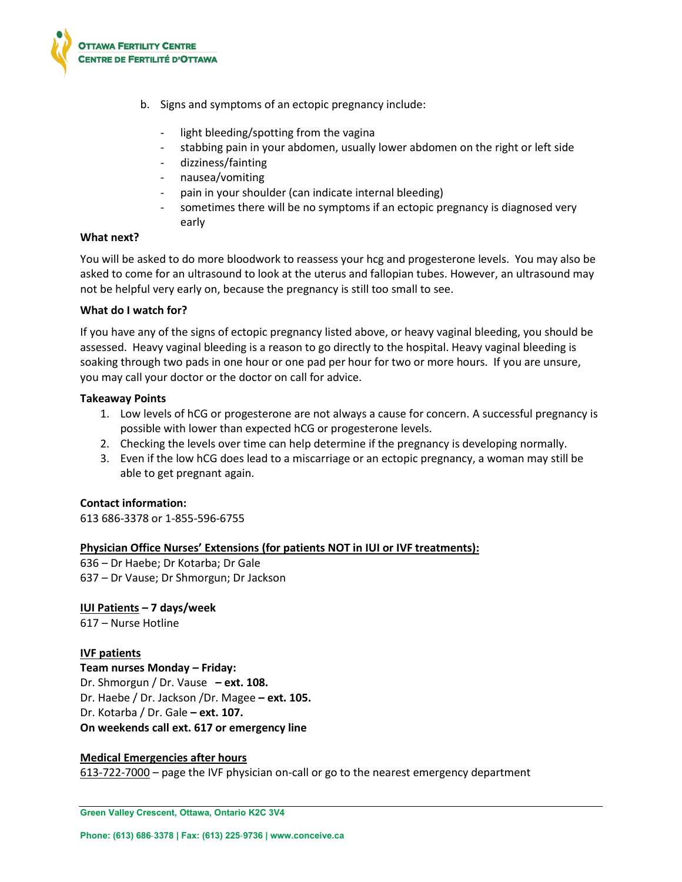b. Signs and symptoms of an ectopic pregnancy include:

- light bleeding/spotting from the vagina
- stabbing pain in your abdomen, usually lower abdomen on the right or left side
- dizziness/fainting
- nausea/vomiting
- pain in your shoulder (can indicate internal bleeding)
- sometimes there will be no symptoms if an ectopic pregnancy is diagnosed very early

**What next?**

You will be asked to do more bloodwork to reassess your hcg and progesterone levels. You may also be asked to come for an ultrasound to look at the uterus and fallopian tubes. However, an ultrasound may not be helpful very early on, because the pregnancy is still too small to see.

**What do I watch for?**

If you have any of the signs of ectopic pregnancy listed above, or heavy vaginal bleeding, you should be assessed. Heavy vaginal bleeding is a reason to go directly to the hospital. Heavy vaginal bleeding is soaking through two pads in one hour or one pad per hour for two or more hours. If you are unsure, you may call your doctor or the doctor on call for advice.

**Takeaway Points**

1. Low levels of hCG or progesterone are not always a cause for concern. A successful pregnancy is possible with lower than expected hCG or progesterone levels.
2. Checking the levels over time can help determine if the pregnancy is developing normally.
3. Even if the low hCG does lead to a miscarriage or an ectopic pregnancy, a woman may still be able to get pregnant again.

**Contact information:**
613 686-3378 or 1-855-596-6755

**Physician Office Nurses' Extensions (for patients NOT in IUI or IVF treatments):**
636 – Dr Haebe; Dr Kotarba; Dr Gale
637 – Dr Vause; Dr Shmorgun; Dr Jackson

**IUI Patients – 7 days/week**
617 – Nurse Hotline

**IVF patients**
**Team nurses Monday – Friday:**
Dr. Shmorgun / Dr. Vause **– ext. 108.**
Dr. Haebe / Dr. Jackson /Dr. Magee **– ext. 105.**
Dr. Kotarba / Dr. Gale **– ext. 107.**
**On weekends call ext. 617 or emergency line**

**Medical Emergencies after hours**
613-722-7000 – page the IVF physician on-call or go to the nearest emergency department